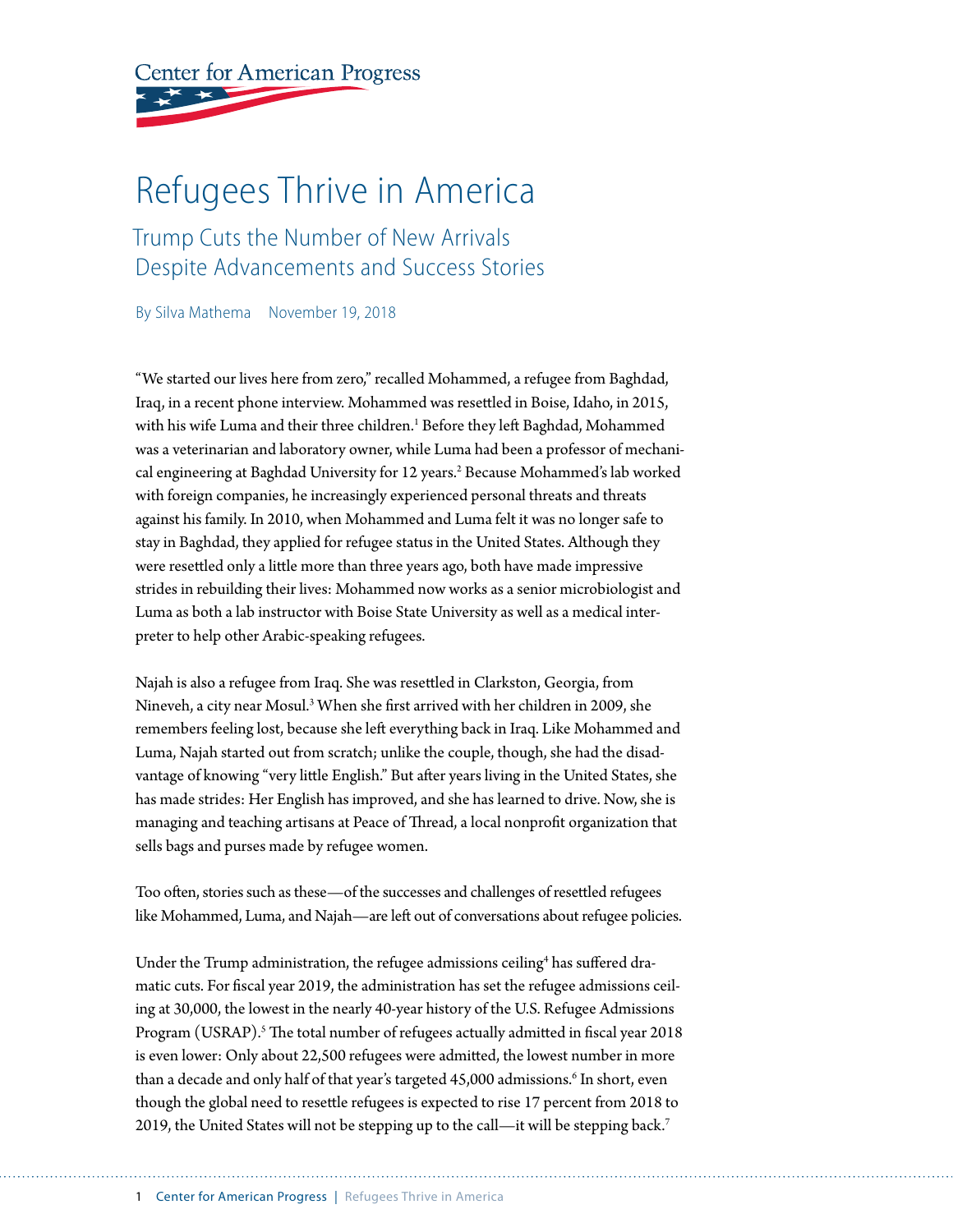Center for American Progress

# Refugees Thrive in America

## Trump Cuts the Number of New Arrivals Despite Advancements and Success Stories

By Silva Mathema November 19, 2018

"We started our lives here from zero," recalled Mohammed, a refugee from Baghdad, Iraq, in a recent phone interview. Mohammed was resettled in Boise, Idaho, in 2015, with his wife Luma and their three children.[1] Before they left Baghdad, Mohammed was a veterinarian and laboratory owner, while Luma had been a professor of mechanical engineering at Baghdad University for 12 years.[2] Because Mohammed's lab worked with foreign companies, he increasingly experienced personal threats and threats against his family. In 2010, when Mohammed and Luma felt it was no longer safe to stay in Baghdad, they applied for refugee status in the United States. Although they were resettled only a little more than three years ago, both have made impressive strides in rebuilding their lives: Mohammed now works as a senior microbiologist and Luma as both a lab instructor with Boise State University as well as a medical interpreter to help other Arabic-speaking refugees.

Najah is also a refugee from Iraq. She was resettled in Clarkston, Georgia, from Nineveh, a city near Mosul.[3] When she first arrived with her children in 2009, she remembers feeling lost, because she left everything back in Iraq. Like Mohammed and Luma, Najah started out from scratch; unlike the couple, though, she had the disadvantage of knowing "very little English." But after years living in the United States, she has made strides: Her English has improved, and she has learned to drive. Now, she is managing and teaching artisans at Peace of Thread, a local nonprofit organization that sells bags and purses made by refugee women.

Too often, stories such as these—of the successes and challenges of resettled refugees like Mohammed, Luma, and Najah—are left out of conversations about refugee policies.

Under the Trump administration, the refugee admissions ceiling[4] has suffered dramatic cuts. For fiscal year 2019, the administration has set the refugee admissions ceiling at 30,000, the lowest in the nearly 40-year history of the U.S. Refugee Admissions Program (USRAP).[5] The total number of refugees actually admitted in fiscal year 2018 is even lower: Only about 22,500 refugees were admitted, the lowest number in more than a decade and only half of that year's targeted 45,000 admissions.[6] In short, even though the global need to resettle refugees is expected to rise 17 percent from 2018 to 2019, the United States will not be stepping up to the call—it will be stepping back.[7]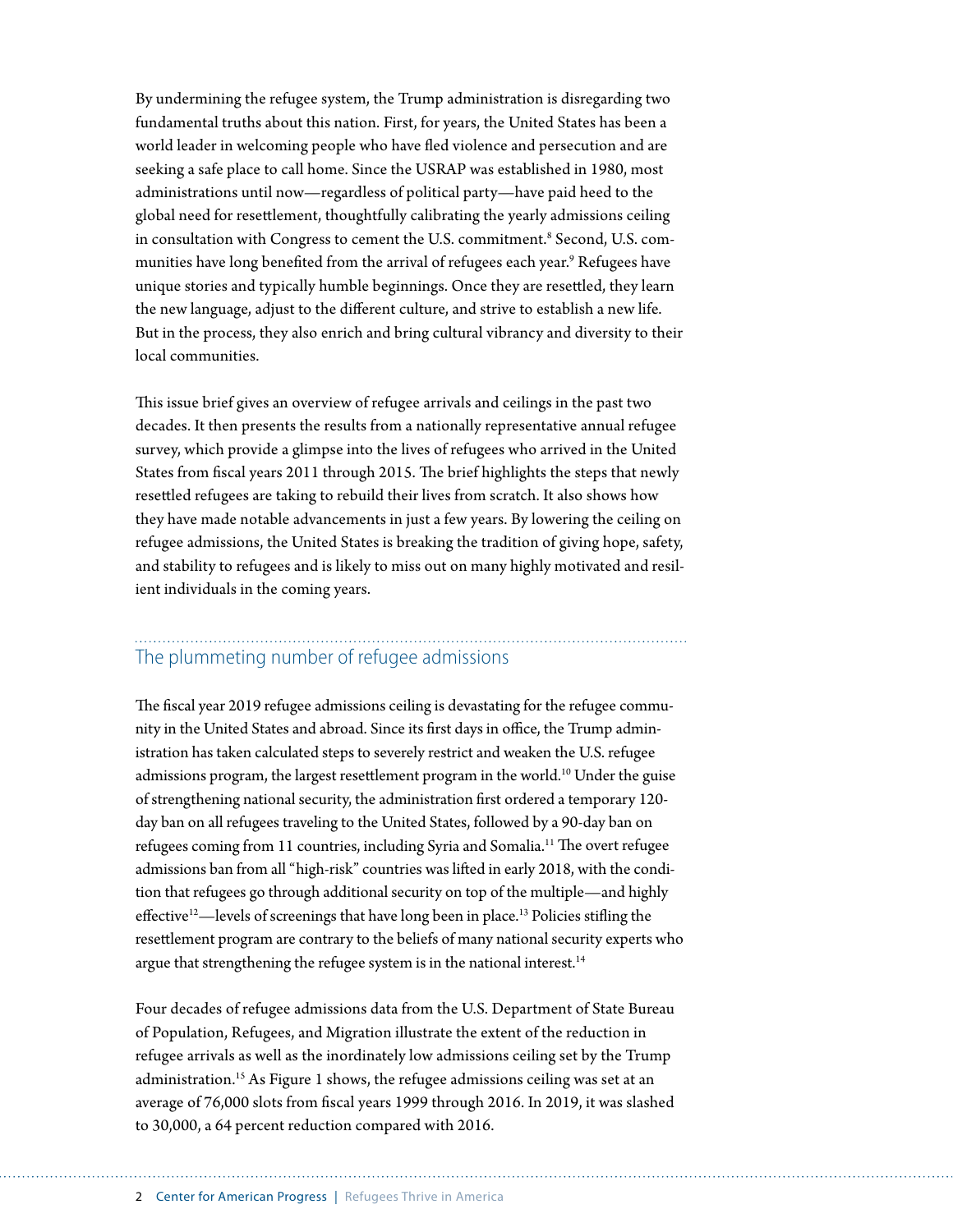By undermining the refugee system, the Trump administration is disregarding two fundamental truths about this nation. First, for years, the United States has been a world leader in welcoming people who have fled violence and persecution and are seeking a safe place to call home. Since the USRAP was established in 1980, most administrations until now—regardless of political party—have paid heed to the global need for resettlement, thoughtfully calibrating the yearly admissions ceiling in consultation with Congress to cement the U.S. commitment.[8] Second, U.S. communities have long benefited from the arrival of refugees each year.[9] Refugees have unique stories and typically humble beginnings. Once they are resettled, they learn the new language, adjust to the different culture, and strive to establish a new life. But in the process, they also enrich and bring cultural vibrancy and diversity to their local communities.

This issue brief gives an overview of refugee arrivals and ceilings in the past two decades. It then presents the results from a nationally representative annual refugee survey, which provide a glimpse into the lives of refugees who arrived in the United States from fiscal years 2011 through 2015. The brief highlights the steps that newly resettled refugees are taking to rebuild their lives from scratch. It also shows how they have made notable advancements in just a few years. By lowering the ceiling on refugee admissions, the United States is breaking the tradition of giving hope, safety, and stability to refugees and is likely to miss out on many highly motivated and resilient individuals in the coming years.

## The plummeting number of refugee admissions

The fiscal year 2019 refugee admissions ceiling is devastating for the refugee community in the United States and abroad. Since its first days in office, the Trump administration has taken calculated steps to severely restrict and weaken the U.S. refugee admissions program, the largest resettlement program in the world.[10] Under the guise of strengthening national security, the administration first ordered a temporary 120-day ban on all refugees traveling to the United States, followed by a 90-day ban on refugees coming from 11 countries, including Syria and Somalia.[11] The overt refugee admissions ban from all "high-risk" countries was lifted in early 2018, with the condition that refugees go through additional security on top of the multiple—and highly effective[12]—levels of screenings that have long been in place.[13] Policies stifling the resettlement program are contrary to the beliefs of many national security experts who argue that strengthening the refugee system is in the national interest.[14]

Four decades of refugee admissions data from the U.S. Department of State Bureau of Population, Refugees, and Migration illustrate the extent of the reduction in refugee arrivals as well as the inordinately low admissions ceiling set by the Trump administration.[15] As Figure 1 shows, the refugee admissions ceiling was set at an average of 76,000 slots from fiscal years 1999 through 2016. In 2019, it was slashed to 30,000, a 64 percent reduction compared with 2016.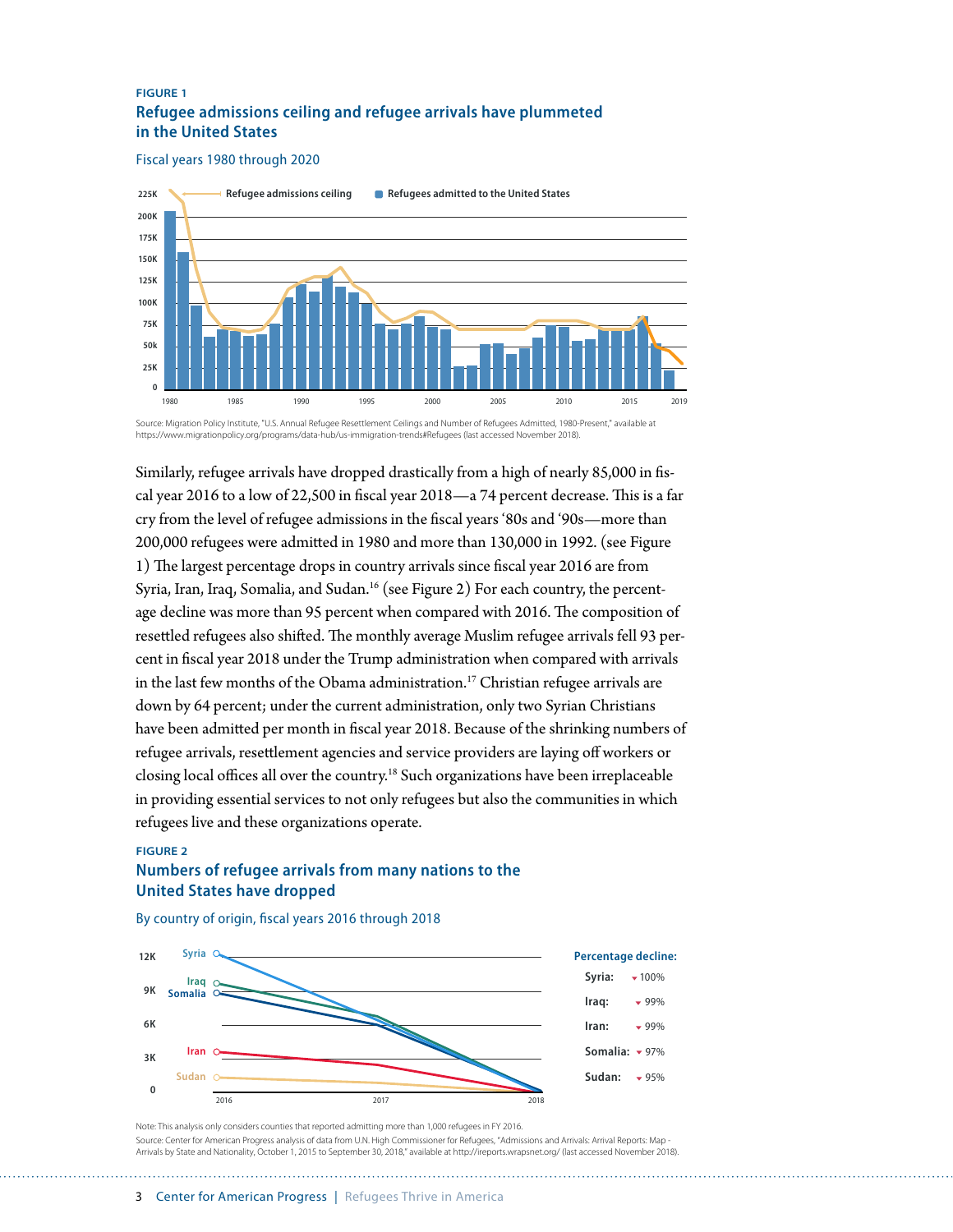FIGURE 1

### Refugee admissions ceiling and refugee arrivals have plummeted in the United States

Fiscal years 1980 through 2020

Source: Migration Policy Institute, "U.S. Annual Refugee Resettlement Ceilings and Number of Refugees Admitted, 1980-Present," available at https://www.migrationpolicy.org/programs/data-hub/us-immigration-trends#Refugees (last accessed November 2018).

Similarly, refugee arrivals have dropped drastically from a high of nearly 85,000 in fiscal year 2016 to a low of 22,500 in fiscal year 2018—a 74 percent decrease. This is a far cry from the level of refugee admissions in the fiscal years '80s and '90s—more than 200,000 refugees were admitted in 1980 and more than 130,000 in 1992. (see Figure 1) The largest percentage drops in country arrivals since fiscal year 2016 are from Syria, Iran, Iraq, Somalia, and Sudan.[16] (see Figure 2) For each country, the percentage decline was more than 95 percent when compared with 2016. The composition of resettled refugees also shifted. The monthly average Muslim refugee arrivals fell 93 percent in fiscal year 2018 under the Trump administration when compared with arrivals in the last few months of the Obama administration.[17] Christian refugee arrivals are down by 64 percent; under the current administration, only two Syrian Christians have been admitted per month in fiscal year 2018. Because of the shrinking numbers of refugee arrivals, resettlement agencies and service providers are laying off workers or closing local offices all over the country.[18] Such organizations have been irreplaceable in providing essential services to not only refugees but also the communities in which refugees live and these organizations operate.

FIGURE 2

### Numbers of refugee arrivals from many nations to the United States have dropped

By country of origin, fiscal years 2016 through 2018

Percentage decline:

| Country | Decline |
|---|---|
| Syria: | 100% |
| Iraq: | 99% |
| Iran: | 99% |
| Somalia: | 97% |
| Sudan: | 95% |

Note: This analysis only considers counties that reported admitting more than 1,000 refugees in FY 2016.

Source: Center for American Progress analysis of data from U.N. High Commissioner for Refugees, "Admissions and Arrivals: Arrival Reports: Map - Arrivals by State and Nationality, October 1, 2015 to September 30, 2018," available at http://ireports.wrapsnet.org/ (last accessed November 2018).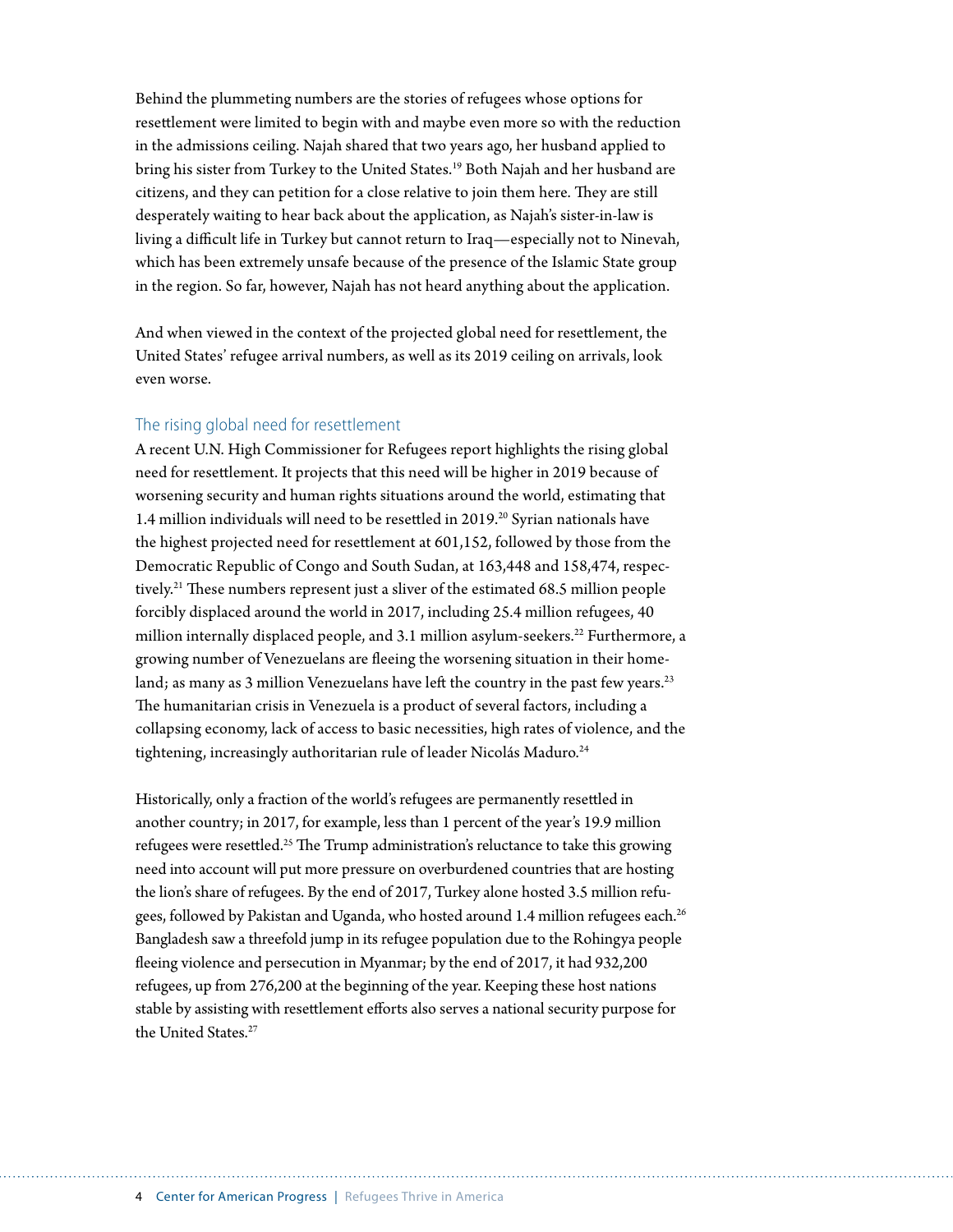Behind the plummeting numbers are the stories of refugees whose options for resettlement were limited to begin with and maybe even more so with the reduction in the admissions ceiling. Najah shared that two years ago, her husband applied to bring his sister from Turkey to the United States.[19] Both Najah and her husband are citizens, and they can petition for a close relative to join them here. They are still desperately waiting to hear back about the application, as Najah's sister-in-law is living a difficult life in Turkey but cannot return to Iraq—especially not to Ninevah, which has been extremely unsafe because of the presence of the Islamic State group in the region. So far, however, Najah has not heard anything about the application.

And when viewed in the context of the projected global need for resettlement, the United States' refugee arrival numbers, as well as its 2019 ceiling on arrivals, look even worse.

## The rising global need for resettlement

A recent U.N. High Commissioner for Refugees report highlights the rising global need for resettlement. It projects that this need will be higher in 2019 because of worsening security and human rights situations around the world, estimating that 1.4 million individuals will need to be resettled in 2019.[20] Syrian nationals have the highest projected need for resettlement at 601,152, followed by those from the Democratic Republic of Congo and South Sudan, at 163,448 and 158,474, respectively.[21] These numbers represent just a sliver of the estimated 68.5 million people forcibly displaced around the world in 2017, including 25.4 million refugees, 40 million internally displaced people, and 3.1 million asylum-seekers.[22] Furthermore, a growing number of Venezuelans are fleeing the worsening situation in their homeland; as many as 3 million Venezuelans have left the country in the past few years.[23] The humanitarian crisis in Venezuela is a product of several factors, including a collapsing economy, lack of access to basic necessities, high rates of violence, and the tightening, increasingly authoritarian rule of leader Nicolás Maduro.[24]

Historically, only a fraction of the world's refugees are permanently resettled in another country; in 2017, for example, less than 1 percent of the year's 19.9 million refugees were resettled.[25] The Trump administration's reluctance to take this growing need into account will put more pressure on overburdened countries that are hosting the lion's share of refugees. By the end of 2017, Turkey alone hosted 3.5 million refugees, followed by Pakistan and Uganda, who hosted around 1.4 million refugees each.[26] Bangladesh saw a threefold jump in its refugee population due to the Rohingya people fleeing violence and persecution in Myanmar; by the end of 2017, it had 932,200 refugees, up from 276,200 at the beginning of the year. Keeping these host nations stable by assisting with resettlement efforts also serves a national security purpose for the United States.[27]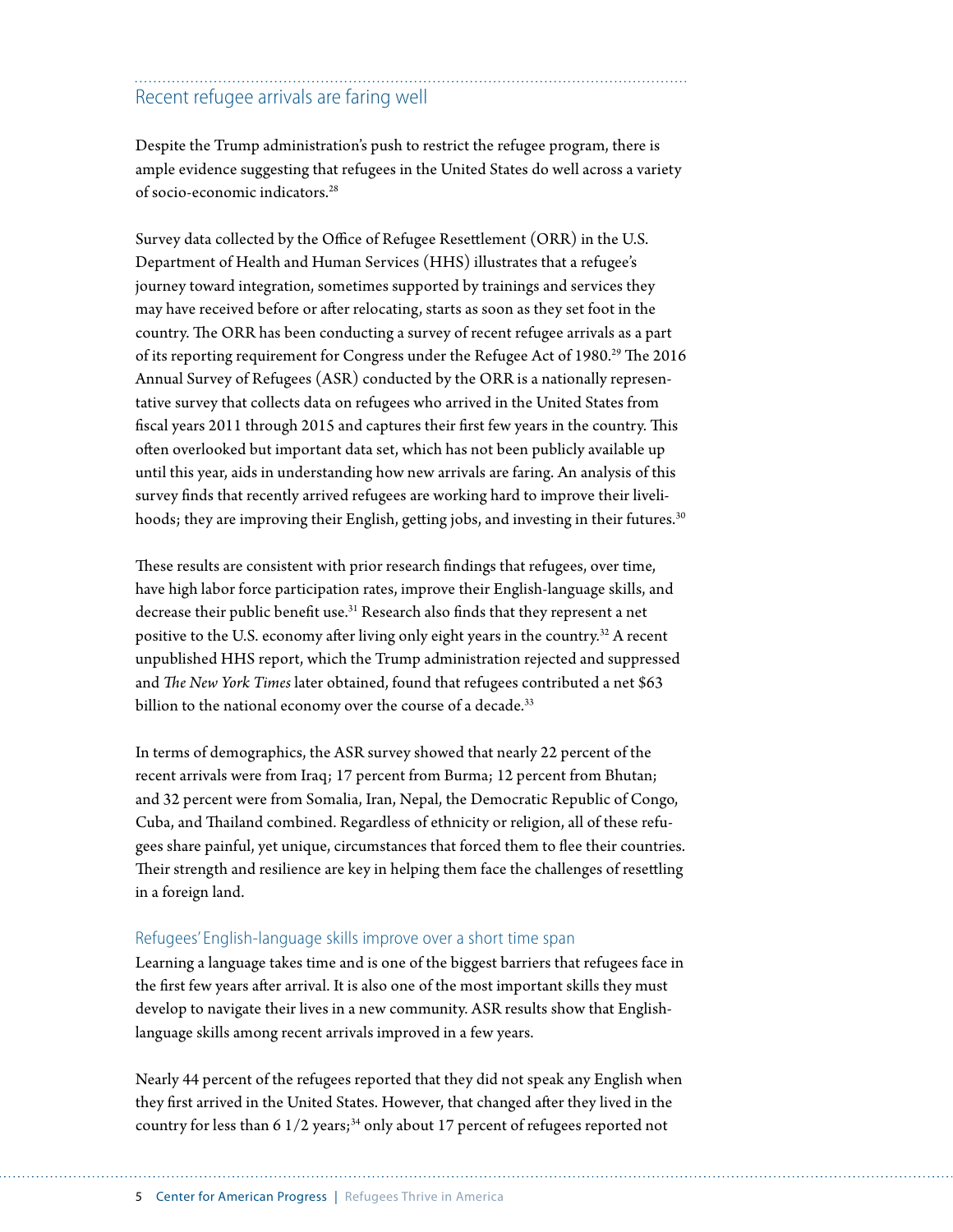## Recent refugee arrivals are faring well

Despite the Trump administration's push to restrict the refugee program, there is ample evidence suggesting that refugees in the United States do well across a variety of socio-economic indicators.[28]

Survey data collected by the Office of Refugee Resettlement (ORR) in the U.S. Department of Health and Human Services (HHS) illustrates that a refugee's journey toward integration, sometimes supported by trainings and services they may have received before or after relocating, starts as soon as they set foot in the country. The ORR has been conducting a survey of recent refugee arrivals as a part of its reporting requirement for Congress under the Refugee Act of 1980.[29] The 2016 Annual Survey of Refugees (ASR) conducted by the ORR is a nationally representative survey that collects data on refugees who arrived in the United States from fiscal years 2011 through 2015 and captures their first few years in the country. This often overlooked but important data set, which has not been publicly available up until this year, aids in understanding how new arrivals are faring. An analysis of this survey finds that recently arrived refugees are working hard to improve their livelihoods; they are improving their English, getting jobs, and investing in their futures.[30]

These results are consistent with prior research findings that refugees, over time, have high labor force participation rates, improve their English-language skills, and decrease their public benefit use.[31] Research also finds that they represent a net positive to the U.S. economy after living only eight years in the country.[32] A recent unpublished HHS report, which the Trump administration rejected and suppressed and *The New York Times* later obtained, found that refugees contributed a net $63 billion to the national economy over the course of a decade.[33]

In terms of demographics, the ASR survey showed that nearly 22 percent of the recent arrivals were from Iraq; 17 percent from Burma; 12 percent from Bhutan; and 32 percent were from Somalia, Iran, Nepal, the Democratic Republic of Congo, Cuba, and Thailand combined. Regardless of ethnicity or religion, all of these refugees share painful, yet unique, circumstances that forced them to flee their countries. Their strength and resilience are key in helping them face the challenges of resettling in a foreign land.

### Refugees' English-language skills improve over a short time span

Learning a language takes time and is one of the biggest barriers that refugees face in the first few years after arrival. It is also one of the most important skills they must develop to navigate their lives in a new community. ASR results show that English-language skills among recent arrivals improved in a few years.

Nearly 44 percent of the refugees reported that they did not speak any English when they first arrived in the United States. However, that changed after they lived in the country for less than 6 1/2 years;[34] only about 17 percent of refugees reported not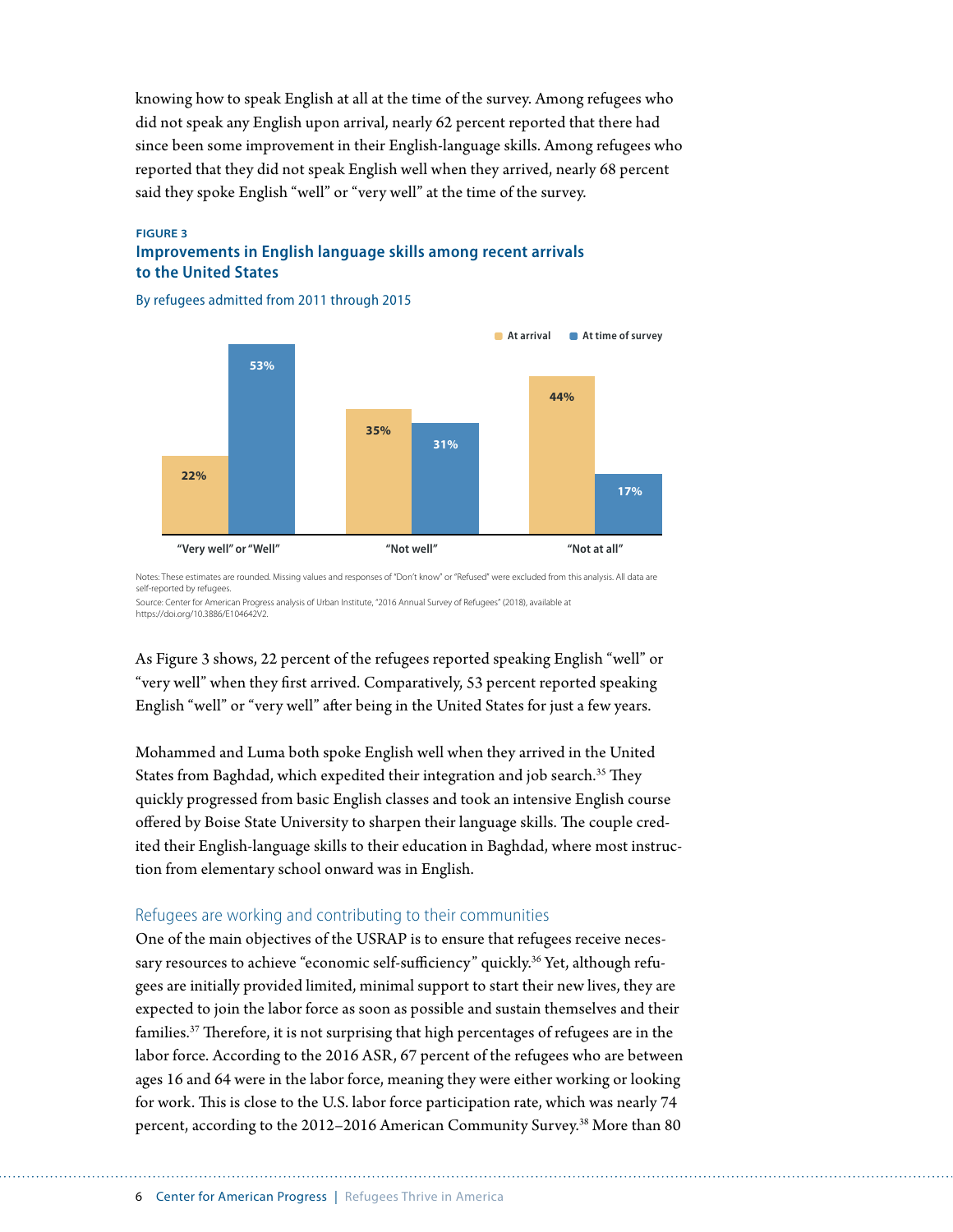knowing how to speak English at all at the time of the survey. Among refugees who did not speak any English upon arrival, nearly 62 percent reported that there had since been some improvement in their English-language skills. Among refugees who reported that they did not speak English well when they arrived, nearly 68 percent said they spoke English "well" or "very well" at the time of the survey.

**FIGURE 3**

**Improvements in English language skills among recent arrivals to the United States**

By refugees admitted from 2011 through 2015

| | At arrival | At time of survey |
|---|---|---|
| "Very well" or "Well" | 22% | 53% |
| "Not well" | 35% | 31% |
| "Not at all" | 44% | 17% |

Notes: These estimates are rounded. Missing values and responses of "Don't know" or "Refused" were excluded from this analysis. All data are self-reported by refugees.

Source: Center for American Progress analysis of Urban Institute, "2016 Annual Survey of Refugees" (2018), available at https://doi.org/10.3886/E104642V2.

As Figure 3 shows, 22 percent of the refugees reported speaking English "well" or "very well" when they first arrived. Comparatively, 53 percent reported speaking English "well" or "very well" after being in the United States for just a few years.

Mohammed and Luma both spoke English well when they arrived in the United States from Baghdad, which expedited their integration and job search.[35] They quickly progressed from basic English classes and took an intensive English course offered by Boise State University to sharpen their language skills. The couple credited their English-language skills to their education in Baghdad, where most instruction from elementary school onward was in English.

### Refugees are working and contributing to their communities

One of the main objectives of the USRAP is to ensure that refugees receive necessary resources to achieve "economic self-sufficiency" quickly.[36] Yet, although refugees are initially provided limited, minimal support to start their new lives, they are expected to join the labor force as soon as possible and sustain themselves and their families.[37] Therefore, it is not surprising that high percentages of refugees are in the labor force. According to the 2016 ASR, 67 percent of the refugees who are between ages 16 and 64 were in the labor force, meaning they were either working or looking for work. This is close to the U.S. labor force participation rate, which was nearly 74 percent, according to the 2012–2016 American Community Survey.[38] More than 80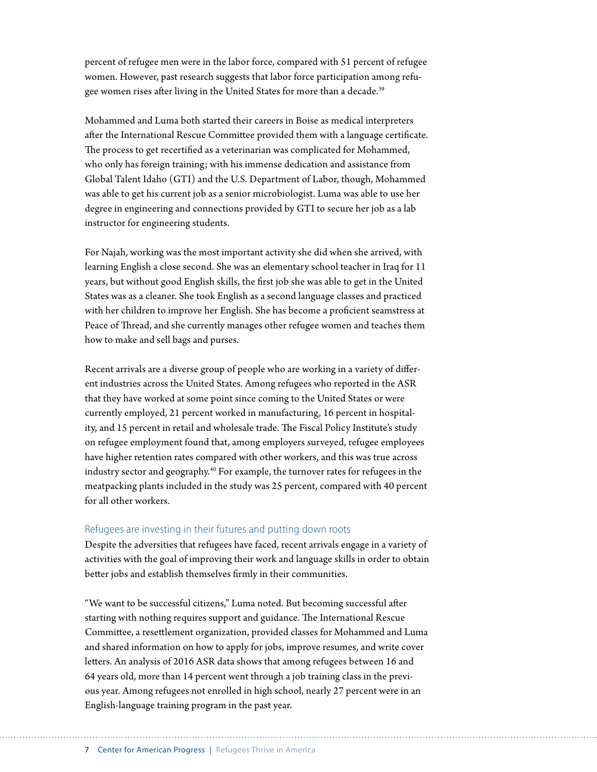percent of refugee men were in the labor force, compared with 51 percent of refugee women. However, past research suggests that labor force participation among refugee women rises after living in the United States for more than a decade.[39]

Mohammed and Luma both started their careers in Boise as medical interpreters after the International Rescue Committee provided them with a language certificate. The process to get recertified as a veterinarian was complicated for Mohammed, who only has foreign training; with his immense dedication and assistance from Global Talent Idaho (GTI) and the U.S. Department of Labor, though, Mohammed was able to get his current job as a senior microbiologist. Luma was able to use her degree in engineering and connections provided by GTI to secure her job as a lab instructor for engineering students.

For Najah, working was the most important activity she did when she arrived, with learning English a close second. She was an elementary school teacher in Iraq for 11 years, but without good English skills, the first job she was able to get in the United States was as a cleaner. She took English as a second language classes and practiced with her children to improve her English. She has become a proficient seamstress at Peace of Thread, and she currently manages other refugee women and teaches them how to make and sell bags and purses.

Recent arrivals are a diverse group of people who are working in a variety of different industries across the United States. Among refugees who reported in the ASR that they have worked at some point since coming to the United States or were currently employed, 21 percent worked in manufacturing, 16 percent in hospitality, and 15 percent in retail and wholesale trade. The Fiscal Policy Institute's study on refugee employment found that, among employers surveyed, refugee employees have higher retention rates compared with other workers, and this was true across industry sector and geography.[40] For example, the turnover rates for refugees in the meatpacking plants included in the study was 25 percent, compared with 40 percent for all other workers.

### Refugees are investing in their futures and putting down roots

Despite the adversities that refugees have faced, recent arrivals engage in a variety of activities with the goal of improving their work and language skills in order to obtain better jobs and establish themselves firmly in their communities.

"We want to be successful citizens," Luma noted. But becoming successful after starting with nothing requires support and guidance. The International Rescue Committee, a resettlement organization, provided classes for Mohammed and Luma and shared information on how to apply for jobs, improve resumes, and write cover letters. An analysis of 2016 ASR data shows that among refugees between 16 and 64 years old, more than 14 percent went through a job training class in the previous year. Among refugees not enrolled in high school, nearly 27 percent were in an English-language training program in the past year.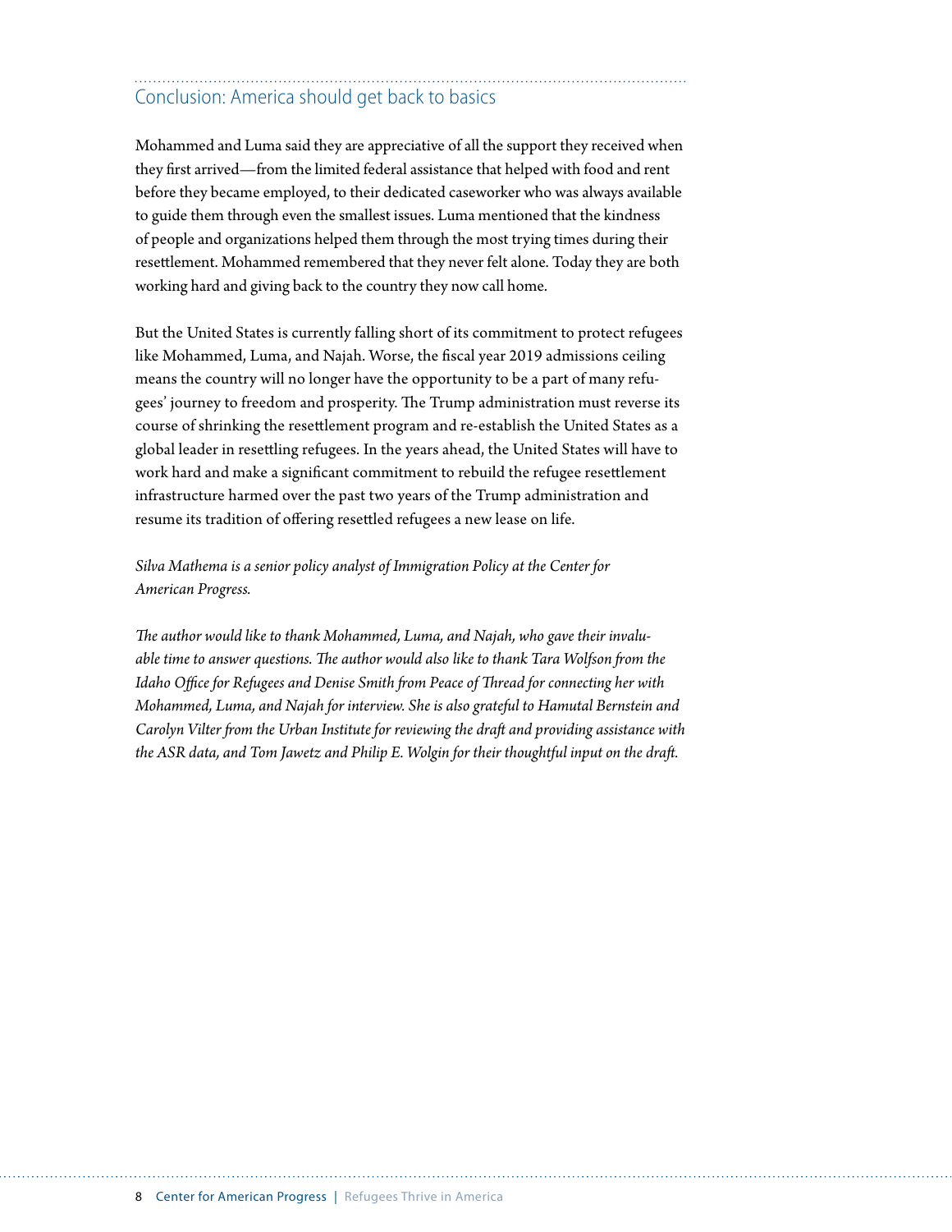## Conclusion: America should get back to basics

Mohammed and Luma said they are appreciative of all the support they received when they first arrived—from the limited federal assistance that helped with food and rent before they became employed, to their dedicated caseworker who was always available to guide them through even the smallest issues. Luma mentioned that the kindness of people and organizations helped them through the most trying times during their resettlement. Mohammed remembered that they never felt alone. Today they are both working hard and giving back to the country they now call home.

But the United States is currently falling short of its commitment to protect refugees like Mohammed, Luma, and Najah. Worse, the fiscal year 2019 admissions ceiling means the country will no longer have the opportunity to be a part of many refugees' journey to freedom and prosperity. The Trump administration must reverse its course of shrinking the resettlement program and re-establish the United States as a global leader in resettling refugees. In the years ahead, the United States will have to work hard and make a significant commitment to rebuild the refugee resettlement infrastructure harmed over the past two years of the Trump administration and resume its tradition of offering resettled refugees a new lease on life.

*Silva Mathema is a senior policy analyst of Immigration Policy at the Center for American Progress.*

*The author would like to thank Mohammed, Luma, and Najah, who gave their invaluable time to answer questions. The author would also like to thank Tara Wolfson from the Idaho Office for Refugees and Denise Smith from Peace of Thread for connecting her with Mohammed, Luma, and Najah for interview. She is also grateful to Hamutal Bernstein and Carolyn Vilter from the Urban Institute for reviewing the draft and providing assistance with the ASR data, and Tom Jawetz and Philip E. Wolgin for their thoughtful input on the draft.*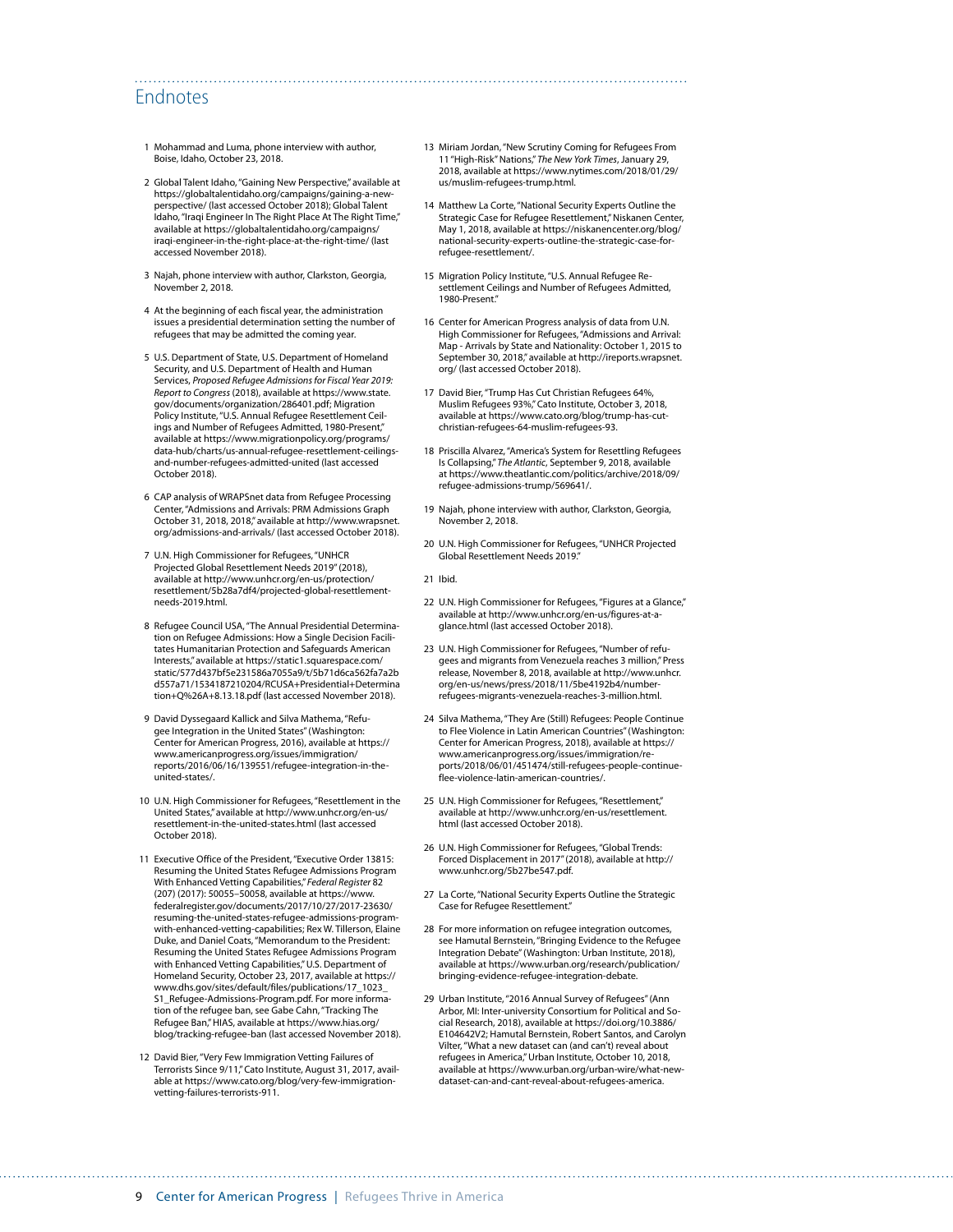## Endnotes

1 Mohammad and Luma, phone interview with author, Boise, Idaho, October 23, 2018.

2 Global Talent Idaho, "Gaining New Perspective," available at https://globaltalentidaho.org/campaigns/gaining-a-new-perspective/ (last accessed October 2018); Global Talent Idaho, "Iraqi Engineer In The Right Place At The Right Time," available at https://globaltalentidaho.org/campaigns/iraqi-engineer-in-the-right-place-at-the-right-time/ (last accessed November 2018).

3 Najah, phone interview with author, Clarkston, Georgia, November 2, 2018.

4 At the beginning of each fiscal year, the administration issues a presidential determination setting the number of refugees that may be admitted the coming year.

5 U.S. Department of State, U.S. Department of Homeland Security, and U.S. Department of Health and Human Services, *Proposed Refugee Admissions for Fiscal Year 2019: Report to Congress* (2018), available at https://www.state.gov/documents/organization/286401.pdf; Migration Policy Institute, "U.S. Annual Refugee Resettlement Ceilings and Number of Refugees Admitted, 1980-Present," available at https://www.migrationpolicy.org/programs/data-hub/charts/us-annual-refugee-resettlement-ceilings-and-number-refugees-admitted-united (last accessed October 2018).

6 CAP analysis of WRAPSnet data from Refugee Processing Center, "Admissions and Arrivals: PRM Admissions Graph October 31, 2018, 2018," available at http://www.wrapsnet.org/admissions-and-arrivals/ (last accessed October 2018).

7 U.N. High Commissioner for Refugees, "UNHCR Projected Global Resettlement Needs 2019" (2018), available at http://www.unhcr.org/en-us/protection/resettlement/5b28a7df4/projected-global-resettlement-needs-2019.html.

8 Refugee Council USA, "The Annual Presidential Determination on Refugee Admissions: How a Single Decision Facilitates Humanitarian Protection and Safeguards American Interests," available at https://static1.squarespace.com/static/577d437bf5e231586a7055a9/t/5b71d6ca562fa7a2bd557a71/1534187210204/RCUSA+Presidential+Determination+Q%26A+8.13.18.pdf (last accessed November 2018).

9 David Dyssegaard Kallick and Silva Mathema, "Refugee Integration in the United States" (Washington: Center for American Progress, 2016), available at https://www.americanprogress.org/issues/immigration/reports/2016/06/16/139551/refugee-integration-in-the-united-states/.

10 U.N. High Commissioner for Refugees, "Resettlement in the United States," available at http://www.unhcr.org/en-us/resettlement-in-the-united-states.html (last accessed October 2018).

11 Executive Office of the President, "Executive Order 13815: Resuming the United States Refugee Admissions Program With Enhanced Vetting Capabilities," *Federal Register* 82 (207) (2017): 50055–50058, available at https://www.federalregister.gov/documents/2017/10/27/2017-23630/resuming-the-united-states-refugee-admissions-program-with-enhanced-vetting-capabilities; Rex W. Tillerson, Elaine Duke, and Daniel Coats, "Memorandum to the President: Resuming the United States Refugee Admissions Program with Enhanced Vetting Capabilities," U.S. Department of Homeland Security, October 23, 2017, available at https://www.dhs.gov/sites/default/files/publications/17_1023_S1_Refugee-Admissions-Program.pdf. For more information of the refugee ban, see Gabe Cahn, "Tracking The Refugee Ban," HIAS, available at https://www.hias.org/blog/tracking-refugee-ban (last accessed November 2018).

12 David Bier, "Very Few Immigration Vetting Failures of Terrorists Since 9/11," Cato Institute, August 31, 2017, available at https://www.cato.org/blog/very-few-immigration-vetting-failures-terrorists-911.

13 Miriam Jordan, "New Scrutiny Coming for Refugees From 11 "High-Risk" Nations," *The New York Times*, January 29, 2018, available at https://www.nytimes.com/2018/01/29/us/muslim-refugees-trump.html.

14 Matthew La Corte, "National Security Experts Outline the Strategic Case for Refugee Resettlement," Niskanen Center, May 1, 2018, available at https://niskanencenter.org/blog/national-security-experts-outline-the-strategic-case-for-refugee-resettlement/.

15 Migration Policy Institute, "U.S. Annual Refugee Resettlement Ceilings and Number of Refugees Admitted, 1980-Present."

16 Center for American Progress analysis of data from U.N. High Commissioner for Refugees, "Admissions and Arrival: Map - Arrivals by State and Nationality: October 1, 2015 to September 30, 2018," available at http://ireports.wrapsnet.org/ (last accessed October 2018).

17 David Bier, "Trump Has Cut Christian Refugees 64%, Muslim Refugees 93%," Cato Institute, October 3, 2018, available at https://www.cato.org/blog/trump-has-cut-christian-refugees-64-muslim-refugees-93.

18 Priscilla Alvarez, "America's System for Resettling Refugees Is Collapsing," *The Atlantic*, September 9, 2018, available at https://www.theatlantic.com/politics/archive/2018/09/refugee-admissions-trump/569641/.

19 Najah, phone interview with author, Clarkston, Georgia, November 2, 2018.

20 U.N. High Commissioner for Refugees, "UNHCR Projected Global Resettlement Needs 2019."

21 Ibid.

22 U.N. High Commissioner for Refugees, "Figures at a Glance," available at http://www.unhcr.org/en-us/figures-at-a-glance.html (last accessed October 2018).

23 U.N. High Commissioner for Refugees, "Number of refugees and migrants from Venezuela reaches 3 million," Press release, November 8, 2018, available at http://www.unhcr.org/en-us/news/press/2018/11/5be4192b4/number-refugees-migrants-venezuela-reaches-3-million.html.

24 Silva Mathema, "They Are (Still) Refugees: People Continue to Flee Violence in Latin American Countries" (Washington: Center for American Progress, 2018), available at https://www.americanprogress.org/issues/immigration/reports/2018/06/01/451474/still-refugees-people-continue-flee-violence-latin-american-countries/.

25 U.N. High Commissioner for Refugees, "Resettlement," available at http://www.unhcr.org/en-us/resettlement.html (last accessed October 2018).

26 U.N. High Commissioner for Refugees, "Global Trends: Forced Displacement in 2017" (2018), available at http://www.unhcr.org/5b27be547.pdf.

27 La Corte, "National Security Experts Outline the Strategic Case for Refugee Resettlement."

28 For more information on refugee integration outcomes, see Hamutal Bernstein, "Bringing Evidence to the Refugee Integration Debate" (Washington: Urban Institute, 2018), available at https://www.urban.org/research/publication/bringing-evidence-refugee-integration-debate.

29 Urban Institute, "2016 Annual Survey of Refugees" (Ann Arbor, MI: Inter-university Consortium for Political and Social Research, 2018), available at https://doi.org/10.3886/E104642V2; Hamutal Bernstein, Robert Santos, and Carolyn Vilter, "What a new dataset can (and can't) reveal about refugees in America," Urban Institute, October 10, 2018, available at https://www.urban.org/urban-wire/what-new-dataset-can-and-cant-reveal-about-refugees-america.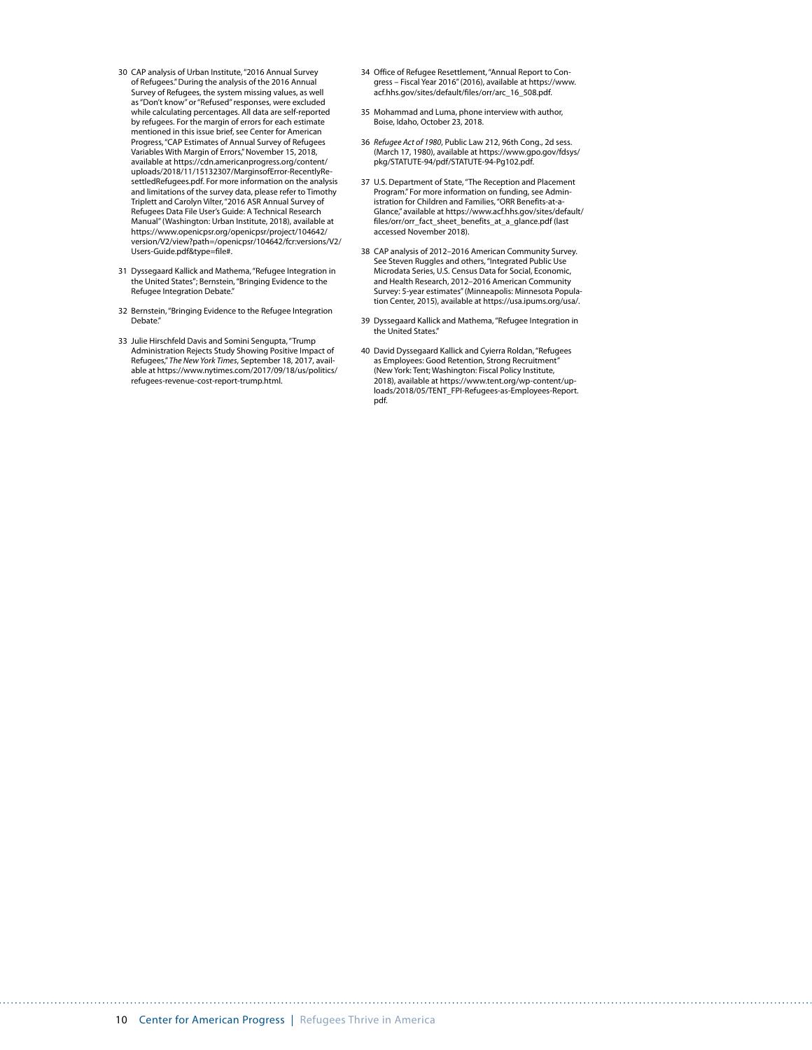30 CAP analysis of Urban Institute, "2016 Annual Survey of Refugees." During the analysis of the 2016 Annual Survey of Refugees, the system missing values, as well as "Don't know" or "Refused" responses, were excluded while calculating percentages. All data are self-reported by refugees. For the margin of errors for each estimate mentioned in this issue brief, see Center for American Progress, "CAP Estimates of Annual Survey of Refugees Variables With Margin of Errors," November 15, 2018, available at https://cdn.americanprogress.org/content/uploads/2018/11/15132307/MarginsofError-RecentlyResettledRefugees.pdf. For more information on the analysis and limitations of the survey data, please refer to Timothy Triplett and Carolyn Vilter, "2016 ASR Annual Survey of Refugees Data File User's Guide: A Technical Research Manual" (Washington: Urban Institute, 2018), available at https://www.openicpsr.org/openicpsr/project/104642/version/V2/view?path=/openicpsr/104642/fcr:versions/V2/Users-Guide.pdf&type=file#.

31 Dyssegaard Kallick and Mathema, "Refugee Integration in the United States"; Bernstein, "Bringing Evidence to the Refugee Integration Debate."

32 Bernstein, "Bringing Evidence to the Refugee Integration Debate."

33 Julie Hirschfeld Davis and Somini Sengupta, "Trump Administration Rejects Study Showing Positive Impact of Refugees," *The New York Times*, September 18, 2017, available at https://www.nytimes.com/2017/09/18/us/politics/refugees-revenue-cost-report-trump.html.

34 Office of Refugee Resettlement, "Annual Report to Congress – Fiscal Year 2016" (2016), available at https://www.acf.hhs.gov/sites/default/files/orr/arc_16_508.pdf.

35 Mohammad and Luma, phone interview with author, Boise, Idaho, October 23, 2018.

36 *Refugee Act of 1980*, Public Law 212, 96th Cong., 2d sess. (March 17, 1980), available at https://www.gpo.gov/fdsys/pkg/STATUTE-94/pdf/STATUTE-94-Pg102.pdf.

37 U.S. Department of State, "The Reception and Placement Program." For more information on funding, see Administration for Children and Families, "ORR Benefits-at-a-Glance," available at https://www.acf.hhs.gov/sites/default/files/orr/orr_fact_sheet_benefits_at_a_glance.pdf (last accessed November 2018).

38 CAP analysis of 2012–2016 American Community Survey. See Steven Ruggles and others, "Integrated Public Use Microdata Series, U.S. Census Data for Social, Economic, and Health Research, 2012–2016 American Community Survey: 5-year estimates" (Minneapolis: Minnesota Population Center, 2015), available at https://usa.ipums.org/usa/.

39 Dyssegaard Kallick and Mathema, "Refugee Integration in the United States."

40 David Dyssegaard Kallick and Cyierra Roldan, "Refugees as Employees: Good Retention, Strong Recruitment" (New York: Tent; Washington: Fiscal Policy Institute, 2018), available at https://www.tent.org/wp-content/uploads/2018/05/TENT_FPI-Refugees-as-Employees-Report.pdf.